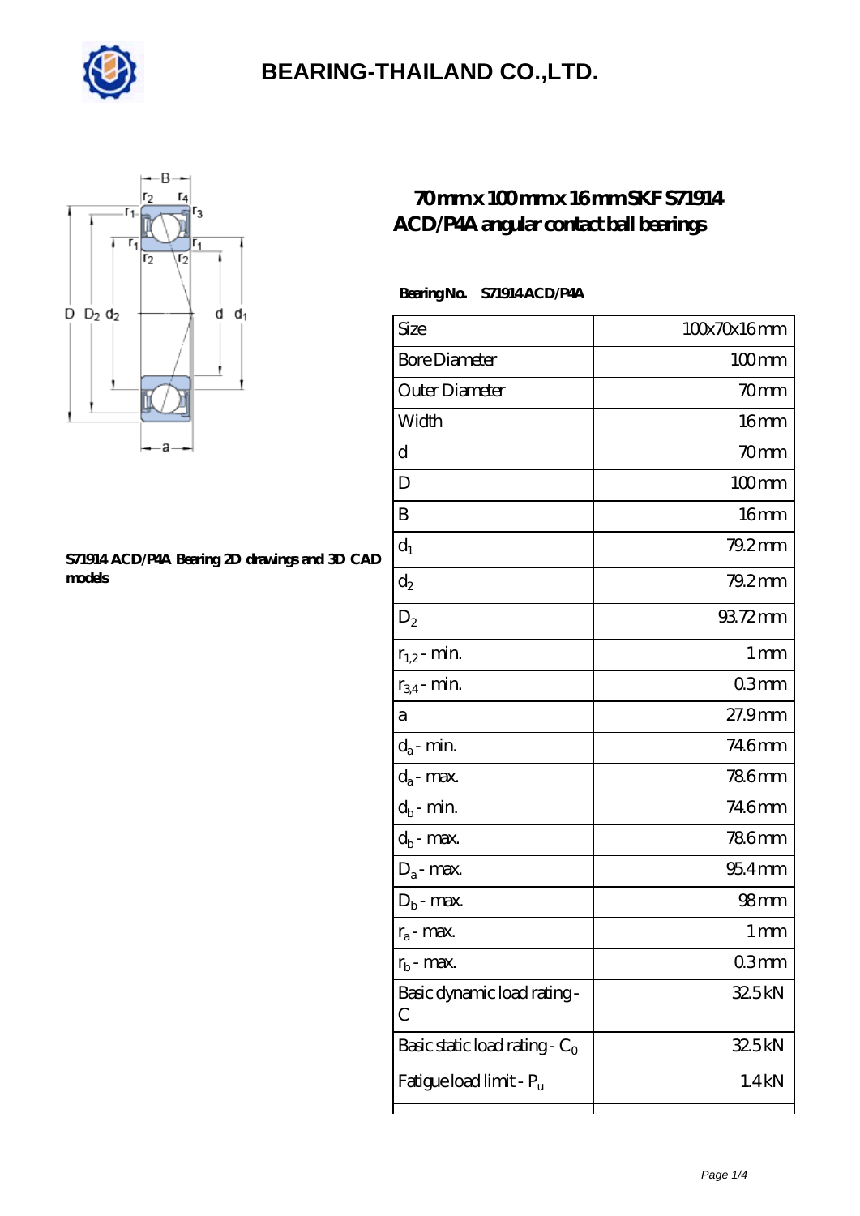# BEARING-THAILAND CO.,LTD.

D $D_2$ $d_2$ d $d_1$ B $r_2$ $r_4$ $r_1$ $r_3$ $r_1$ $r_1$ $r_2$ $r_2$ a

## 70mm x 100mm x 16mm SKF S71914 ACD/P4A angular contact ball bearings

**Bearing No.** S71914 ACD/P4A

**S71914 ACD/P4A Bearing 2D drawings and 3D CAD models**

| | |
|---|---|
| Size | 100x70x16 mm |
| Bore Diameter | 100 mm |
| Outer Diameter | 70 mm |
| Width | 16 mm |
| d | 70 mm |
| D | 100 mm |
| B | 16 mm |
| $d_1$ | 79.2 mm |
| $d_2$ | 79.2 mm |
| $D_2$ | 93.72 mm |
| $r_{1,2}$ - min. | 1 mm |
| $r_{3,4}$ - min. | 0.3 mm |
| a | 27.9 mm |
| $d_a$ - min. | 74.6 mm |
| $d_a$ - max. | 78.6 mm |
| $d_b$ - min. | 74.6 mm |
| $d_b$ - max. | 78.6 mm |
| $D_a$ - max. | 95.4 mm |
| $D_b$ - max. | 98 mm |
| $r_a$ - max. | 1 mm |
| $r_b$ - max. | 0.3 mm |
| Basic dynamic load rating - C | 32.5 kN |
| Basic static load rating - $C_0$ | 32.5 kN |
| Fatigue load limit - $P_u$ | 1.4 kN |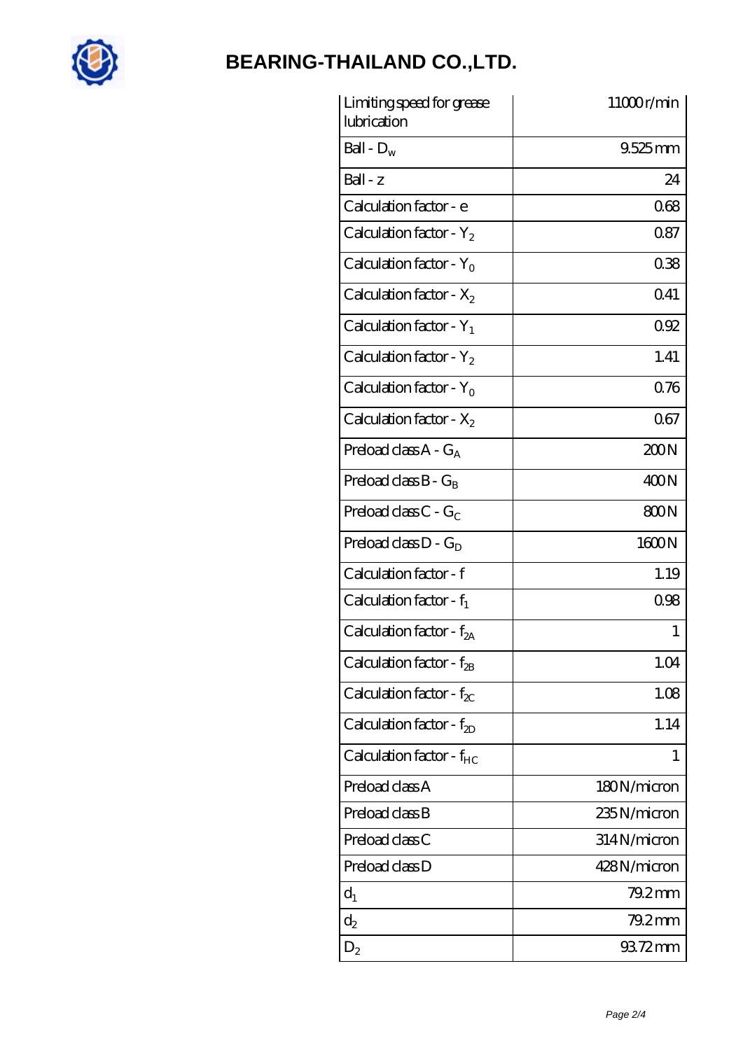| | |
|---|---|
| Limiting speed for grease lubrication | 11000 r/min |
| Ball - $D_w$ | 9.525 mm |
| Ball - z | 24 |
| Calculation factor - e | 0.68 |
| Calculation factor - $Y_2$ | 0.87 |
| Calculation factor - $Y_0$ | 0.38 |
| Calculation factor - $X_2$ | 0.41 |
| Calculation factor - $Y_1$ | 0.92 |
| Calculation factor - $Y_2$ | 1.41 |
| Calculation factor - $Y_0$ | 0.76 |
| Calculation factor - $X_2$ | 0.67 |
| Preload class A - $G_A$ | 200 N |
| Preload class B - $G_B$ | 400 N |
| Preload class C - $G_C$ | 800 N |
| Preload class D - $G_D$ | 1600 N |
| Calculation factor - f | 1.19 |
| Calculation factor - $f_1$ | 0.98 |
| Calculation factor - $f_{2A}$ | 1 |
| Calculation factor - $f_{2B}$ | 1.04 |
| Calculation factor - $f_{2C}$ | 1.08 |
| Calculation factor - $f_{2D}$ | 1.14 |
| Calculation factor - $f_{HC}$ | 1 |
| Preload class A | 180 N/micron |
| Preload class B | 235 N/micron |
| Preload class C | 314 N/micron |
| Preload class D | 428 N/micron |
| $d_1$ | 79.2 mm |
| $d_2$ | 79.2 mm |
| $D_2$ | 93.72 mm |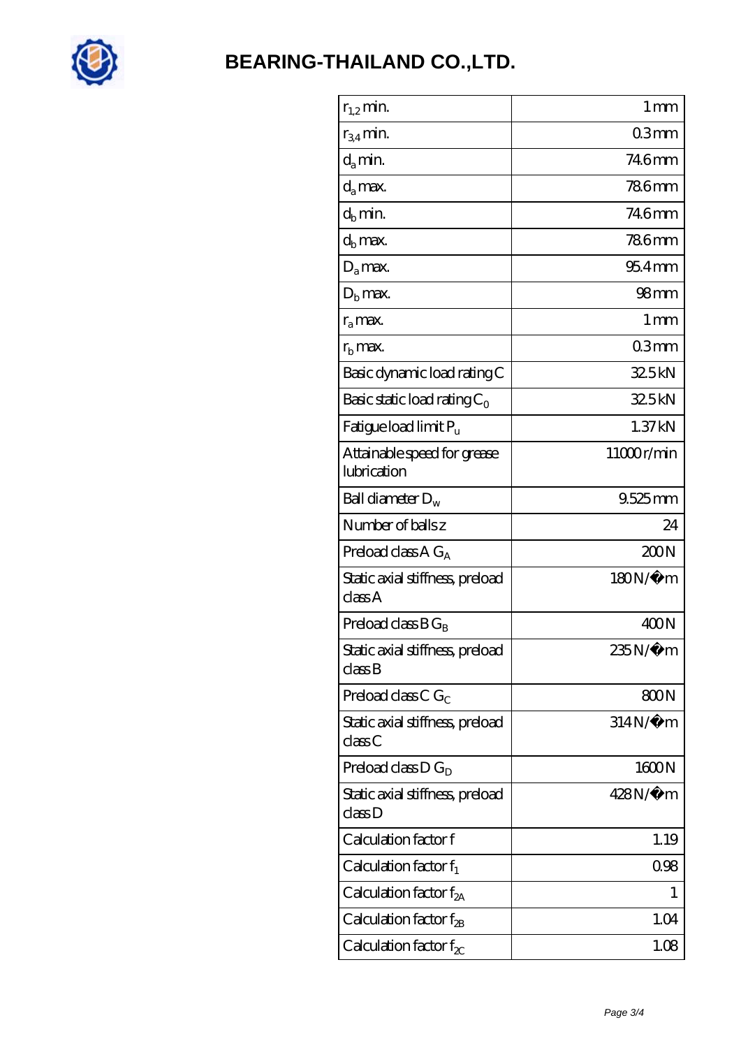# BEARING-THAILAND CO.,LTD.

| | |
|---|---|
| $r_{1,2}$ min. | 1 mm |
| $r_{3,4}$ min. | 0.3 mm |
| $d_a$ min. | 74.6 mm |
| $d_a$ max. | 78.6 mm |
| $d_b$ min. | 74.6 mm |
| $d_b$ max. | 78.6 mm |
| $D_a$ max. | 95.4 mm |
| $D_b$ max. | 98 mm |
| $r_a$ max. | 1 mm |
| $r_b$ max. | 0.3 mm |
| Basic dynamic load rating C | 32.5 kN |
| Basic static load rating $C_0$ | 32.5 kN |
| Fatigue load limit $P_u$ | 1.37 kN |
| Attainable speed for grease lubrication | 11000 r/min |
| Ball diameter $D_w$ | 9.525 mm |
| Number of balls z | 24 |
| Preload class A $G_A$ | 200 N |
| Static axial stiffness, preload class A | 180 N/µm |
| Preload class B $G_B$ | 400 N |
| Static axial stiffness, preload class B | 235 N/µm |
| Preload class C $G_C$ | 800 N |
| Static axial stiffness, preload class C | 314 N/µm |
| Preload class D $G_D$ | 1600 N |
| Static axial stiffness, preload class D | 428 N/µm |
| Calculation factor f | 1.19 |
| Calculation factor $f_1$ | 0.98 |
| Calculation factor $f_{2A}$ | 1 |
| Calculation factor $f_{2B}$ | 1.04 |
| Calculation factor $f_{2C}$ | 1.08 |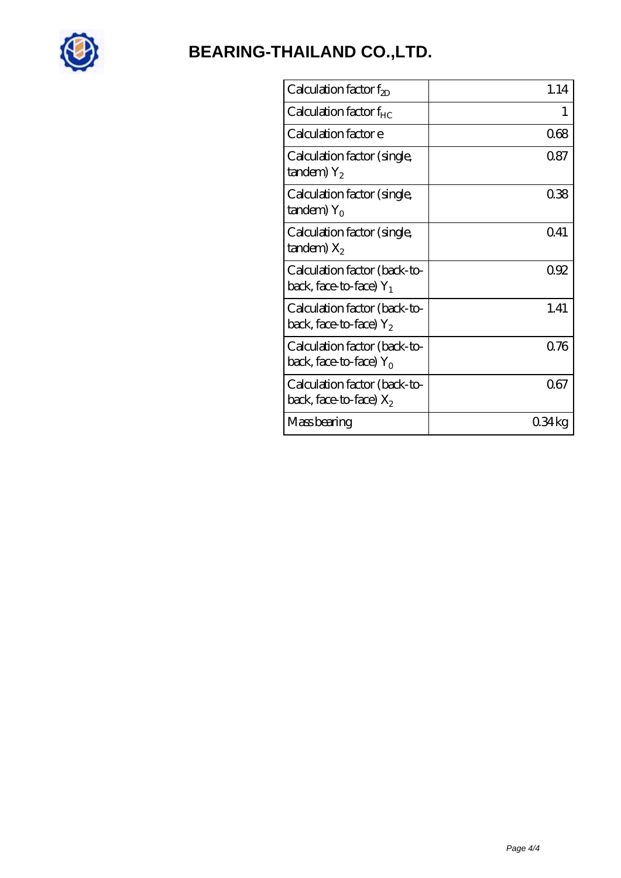# BEARING-THAILAND CO.,LTD.

| | |
|---|---|
| Calculation factor $f_{2D}$ | 1.14 |
| Calculation factor $f_{HC}$ | 1 |
| Calculation factor e | 0.68 |
| Calculation factor (single, tandem) $Y_2$ | 0.87 |
| Calculation factor (single, tandem) $Y_0$ | 0.38 |
| Calculation factor (single, tandem) $X_2$ | 0.41 |
| Calculation factor (back-to-back, face-to-face) $Y_1$ | 0.92 |
| Calculation factor (back-to-back, face-to-face) $Y_2$ | 1.41 |
| Calculation factor (back-to-back, face-to-face) $Y_0$ | 0.76 |
| Calculation factor (back-to-back, face-to-face) $X_2$ | 0.67 |
| Mass bearing | 0.34 kg |